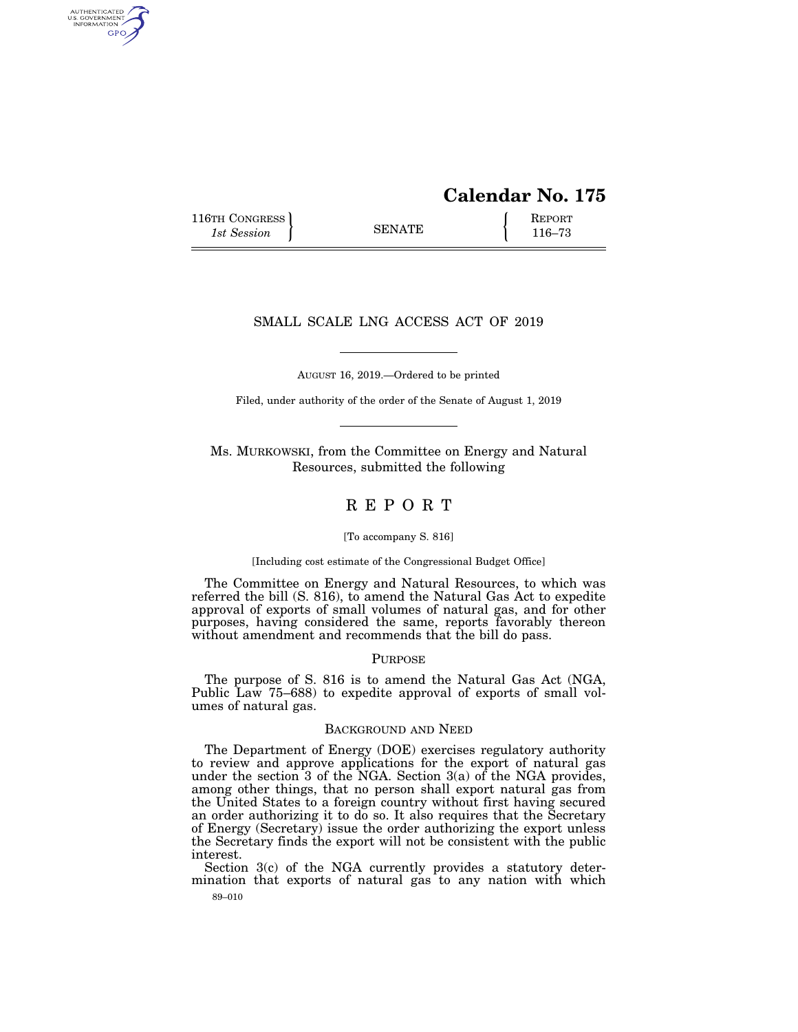# Calendar No. 175

116TH CONGRESS
*1st Session*

SENATE

REPORT
116–73

## SMALL SCALE LNG ACCESS ACT OF 2019

AUGUST 16, 2019.—Ordered to be printed

Filed, under authority of the order of the Senate of August 1, 2019

Ms. MURKOWSKI, from the Committee on Energy and Natural Resources, submitted the following

## R E P O R T

[To accompany S. 816]

[Including cost estimate of the Congressional Budget Office]

The Committee on Energy and Natural Resources, to which was referred the bill (S. 816), to amend the Natural Gas Act to expedite approval of exports of small volumes of natural gas, and for other purposes, having considered the same, reports favorably thereon without amendment and recommends that the bill do pass.

### PURPOSE

The purpose of S. 816 is to amend the Natural Gas Act (NGA, Public Law 75–688) to expedite approval of exports of small volumes of natural gas.

### BACKGROUND AND NEED

The Department of Energy (DOE) exercises regulatory authority to review and approve applications for the export of natural gas under the section 3 of the NGA. Section 3(a) of the NGA provides, among other things, that no person shall export natural gas from the United States to a foreign country without first having secured an order authorizing it to do so. It also requires that the Secretary of Energy (Secretary) issue the order authorizing the export unless the Secretary finds the export will not be consistent with the public interest.

Section 3(c) of the NGA currently provides a statutory determination that exports of natural gas to any nation with which

89–010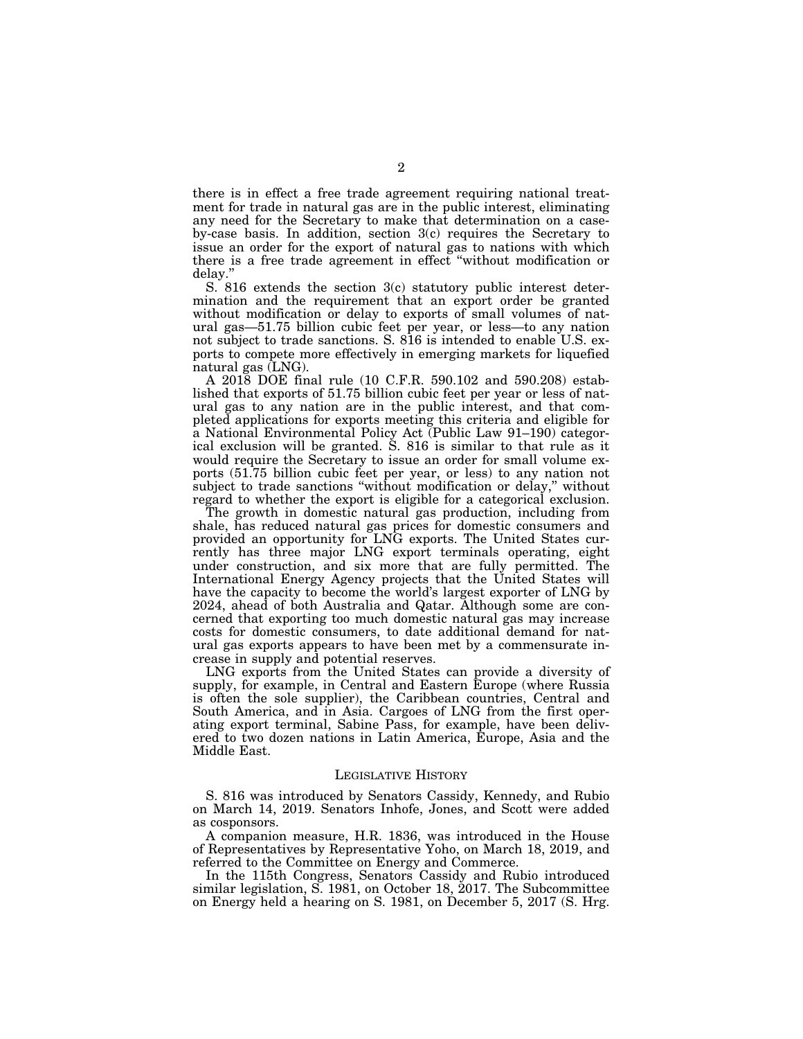there is in effect a free trade agreement requiring national treatment for trade in natural gas are in the public interest, eliminating any need for the Secretary to make that determination on a case-by-case basis. In addition, section 3(c) requires the Secretary to issue an order for the export of natural gas to nations with which there is a free trade agreement in effect "without modification or delay."

S. 816 extends the section 3(c) statutory public interest determination and the requirement that an export order be granted without modification or delay to exports of small volumes of natural gas—51.75 billion cubic feet per year, or less—to any nation not subject to trade sanctions. S. 816 is intended to enable U.S. exports to compete more effectively in emerging markets for liquefied natural gas (LNG).

A 2018 DOE final rule (10 C.F.R. 590.102 and 590.208) established that exports of 51.75 billion cubic feet per year or less of natural gas to any nation are in the public interest, and that completed applications for exports meeting this criteria and eligible for a National Environmental Policy Act (Public Law 91–190) categorical exclusion will be granted. S. 816 is similar to that rule as it would require the Secretary to issue an order for small volume exports (51.75 billion cubic feet per year, or less) to any nation not subject to trade sanctions "without modification or delay," without regard to whether the export is eligible for a categorical exclusion.

The growth in domestic natural gas production, including from shale, has reduced natural gas prices for domestic consumers and provided an opportunity for LNG exports. The United States currently has three major LNG export terminals operating, eight under construction, and six more that are fully permitted. The International Energy Agency projects that the United States will have the capacity to become the world's largest exporter of LNG by 2024, ahead of both Australia and Qatar. Although some are concerned that exporting too much domestic natural gas may increase costs for domestic consumers, to date additional demand for natural gas exports appears to have been met by a commensurate increase in supply and potential reserves.

LNG exports from the United States can provide a diversity of supply, for example, in Central and Eastern Europe (where Russia is often the sole supplier), the Caribbean countries, Central and South America, and in Asia. Cargoes of LNG from the first operating export terminal, Sabine Pass, for example, have been delivered to two dozen nations in Latin America, Europe, Asia and the Middle East.

## LEGISLATIVE HISTORY

S. 816 was introduced by Senators Cassidy, Kennedy, and Rubio on March 14, 2019. Senators Inhofe, Jones, and Scott were added as cosponsors.

A companion measure, H.R. 1836, was introduced in the House of Representatives by Representative Yoho, on March 18, 2019, and referred to the Committee on Energy and Commerce.

In the 115th Congress, Senators Cassidy and Rubio introduced similar legislation, S. 1981, on October 18, 2017. The Subcommittee on Energy held a hearing on S. 1981, on December 5, 2017 (S. Hrg.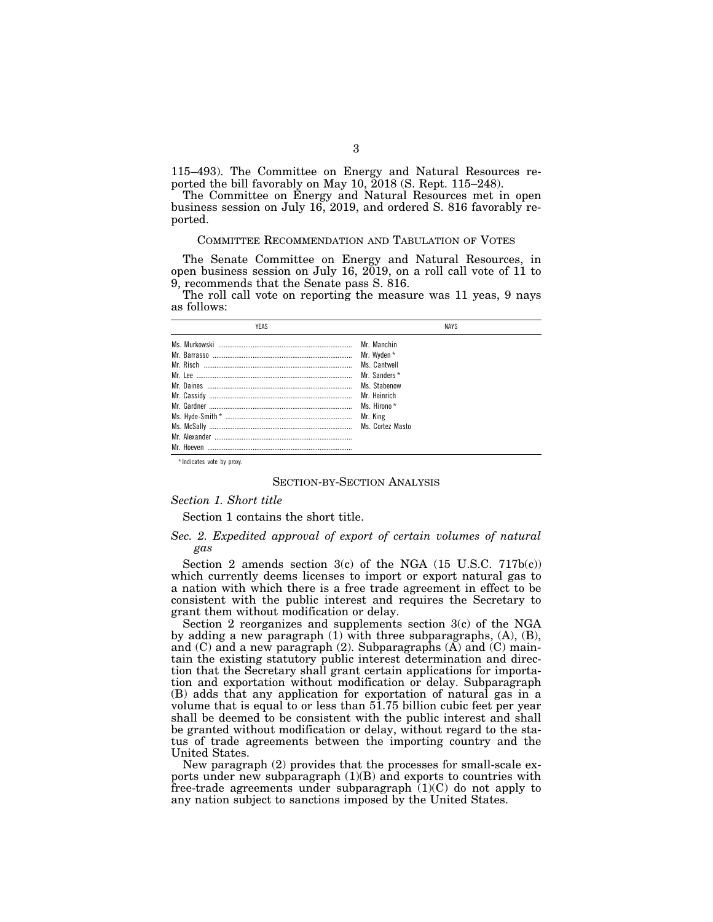115–493). The Committee on Energy and Natural Resources reported the bill favorably on May 10, 2018 (S. Rept. 115–248).

The Committee on Energy and Natural Resources met in open business session on July 16, 2019, and ordered S. 816 favorably reported.

## COMMITTEE RECOMMENDATION AND TABULATION OF VOTES

The Senate Committee on Energy and Natural Resources, in open business session on July 16, 2019, on a roll call vote of 11 to 9, recommends that the Senate pass S. 816.

The roll call vote on reporting the measure was 11 yeas, 9 nays as follows:

| YEAS | NAYS |
|---|---|
| Ms. Murkowski | Mr. Manchin |
| Mr. Barrasso | Mr. Wyden * |
| Mr. Risch | Ms. Cantwell |
| Mr. Lee | Mr. Sanders * |
| Mr. Daines | Ms. Stabenow |
| Mr. Cassidy | Mr. Heinrich |
| Mr. Gardner | Ms. Hirono * |
| Ms. Hyde-Smith * | Mr. King |
| Ms. McSally | Ms. Cortez Masto |
| Mr. Alexander | |
| Mr. Hoeven | |

* Indicates vote by proxy.

## SECTION-BY-SECTION ANALYSIS

### *Section 1. Short title*

Section 1 contains the short title.

### *Sec. 2. Expedited approval of export of certain volumes of natural gas*

Section 2 amends section 3(c) of the NGA (15 U.S.C. 717b(c)) which currently deems licenses to import or export natural gas to a nation with which there is a free trade agreement in effect to be consistent with the public interest and requires the Secretary to grant them without modification or delay.

Section 2 reorganizes and supplements section 3(c) of the NGA by adding a new paragraph (1) with three subparagraphs, (A), (B), and (C) and a new paragraph (2). Subparagraphs (A) and (C) maintain the existing statutory public interest determination and direction that the Secretary shall grant certain applications for importation and exportation without modification or delay. Subparagraph (B) adds that any application for exportation of natural gas in a volume that is equal to or less than 51.75 billion cubic feet per year shall be deemed to be consistent with the public interest and shall be granted without modification or delay, without regard to the status of trade agreements between the importing country and the United States.

New paragraph (2) provides that the processes for small-scale exports under new subparagraph (1)(B) and exports to countries with free-trade agreements under subparagraph (1)(C) do not apply to any nation subject to sanctions imposed by the United States.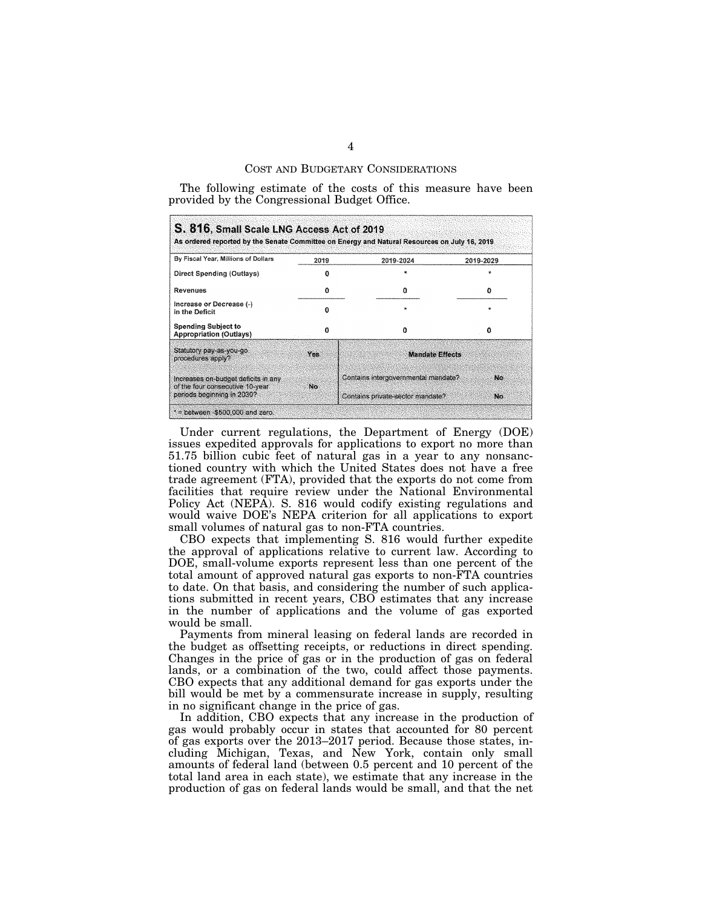## COST AND BUDGETARY CONSIDERATIONS

The following estimate of the costs of this measure have been provided by the Congressional Budget Office.

**S. 816, Small Scale LNG Access Act of 2019**
As ordered reported by the Senate Committee on Energy and Natural Resources on July 16, 2019

| By Fiscal Year, Millions of Dollars | 2019 | 2019-2024 | 2019-2029 |
|---|---|---|---|
| Direct Spending (Outlays) | 0 | * | * |
| Revenues | 0 | 0 | 0 |
| Increase or Decrease (-) in the Deficit | 0 | * | * |
| Spending Subject to Appropriation (Outlays) | 0 | 0 | 0 |

| Statutory pay-as-you-go procedures apply? | Yes | Mandate Effects | |
|---|---|---|---|
| Increases on-budget deficits in any of the four consecutive 10-year periods beginning in 2030? | No | Contains intergovernmental mandate? | No |
| | | Contains private-sector mandate? | No |

* = between -$500,000 and zero.

Under current regulations, the Department of Energy (DOE) issues expedited approvals for applications to export no more than 51.75 billion cubic feet of natural gas in a year to any nonsanctioned country with which the United States does not have a free trade agreement (FTA), provided that the exports do not come from facilities that require review under the National Environmental Policy Act (NEPA). S. 816 would codify existing regulations and would waive DOE's NEPA criterion for all applications to export small volumes of natural gas to non-FTA countries.

CBO expects that implementing S. 816 would further expedite the approval of applications relative to current law. According to DOE, small-volume exports represent less than one percent of the total amount of approved natural gas exports to non-FTA countries to date. On that basis, and considering the number of such applications submitted in recent years, CBO estimates that any increase in the number of applications and the volume of gas exported would be small.

Payments from mineral leasing on federal lands are recorded in the budget as offsetting receipts, or reductions in direct spending. Changes in the price of gas or in the production of gas on federal lands, or a combination of the two, could affect those payments. CBO expects that any additional demand for gas exports under the bill would be met by a commensurate increase in supply, resulting in no significant change in the price of gas.

In addition, CBO expects that any increase in the production of gas would probably occur in states that accounted for 80 percent of gas exports over the 2013–2017 period. Because those states, including Michigan, Texas, and New York, contain only small amounts of federal land (between 0.5 percent and 10 percent of the total land area in each state), we estimate that any increase in the production of gas on federal lands would be small, and that the net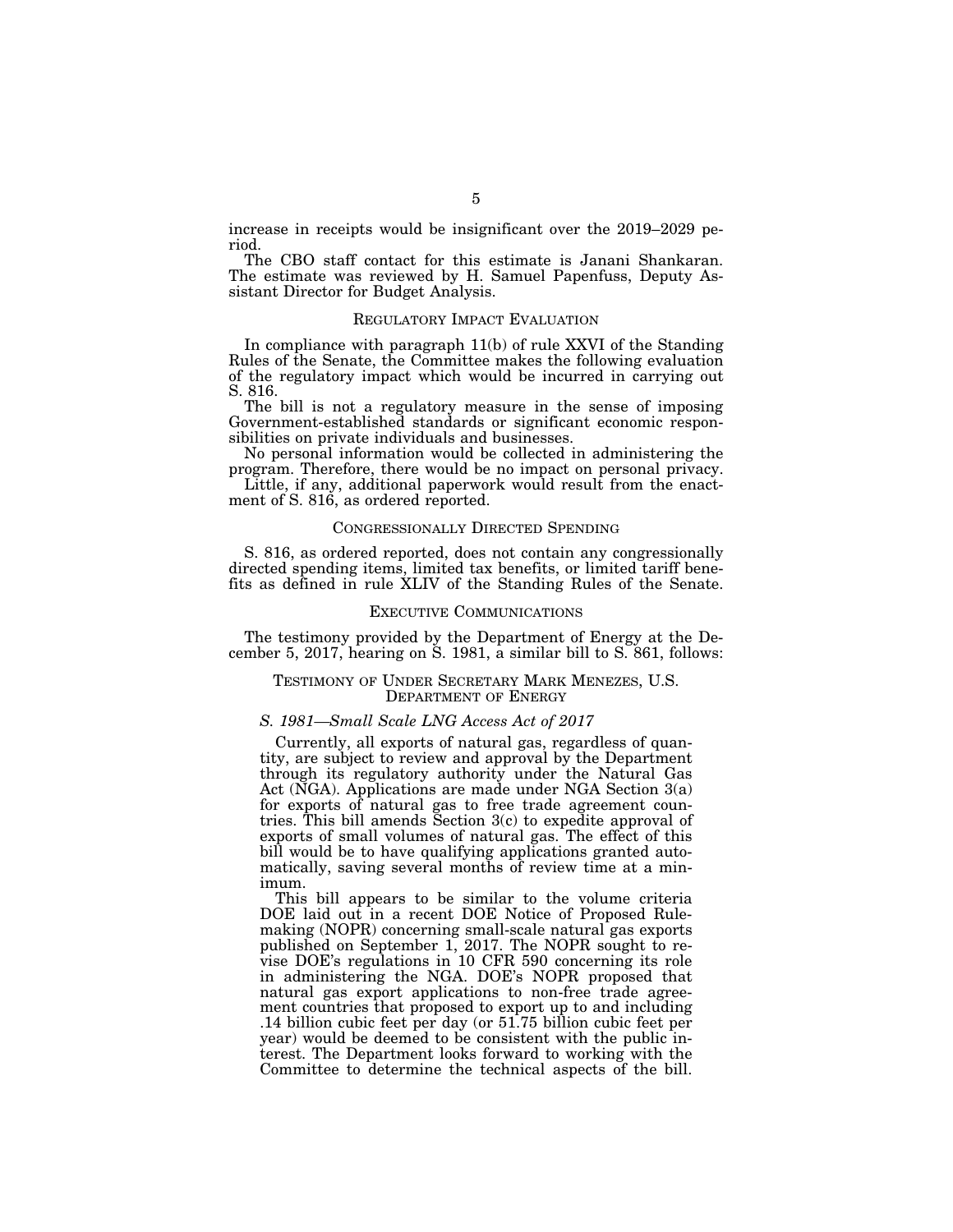increase in receipts would be insignificant over the 2019–2029 period.

The CBO staff contact for this estimate is Janani Shankaran. The estimate was reviewed by H. Samuel Papenfuss, Deputy Assistant Director for Budget Analysis.

## REGULATORY IMPACT EVALUATION

In compliance with paragraph 11(b) of rule XXVI of the Standing Rules of the Senate, the Committee makes the following evaluation of the regulatory impact which would be incurred in carrying out S. 816.

The bill is not a regulatory measure in the sense of imposing Government-established standards or significant economic responsibilities on private individuals and businesses.

No personal information would be collected in administering the program. Therefore, there would be no impact on personal privacy.

Little, if any, additional paperwork would result from the enactment of S. 816, as ordered reported.

## CONGRESSIONALLY DIRECTED SPENDING

S. 816, as ordered reported, does not contain any congressionally directed spending items, limited tax benefits, or limited tariff benefits as defined in rule XLIV of the Standing Rules of the Senate.

## EXECUTIVE COMMUNICATIONS

The testimony provided by the Department of Energy at the December 5, 2017, hearing on S. 1981, a similar bill to S. 861, follows:

### TESTIMONY OF UNDER SECRETARY MARK MENEZES, U.S. DEPARTMENT OF ENERGY

*S. 1981—Small Scale LNG Access Act of 2017*

Currently, all exports of natural gas, regardless of quantity, are subject to review and approval by the Department through its regulatory authority under the Natural Gas Act (NGA). Applications are made under NGA Section 3(a) for exports of natural gas to free trade agreement countries. This bill amends Section 3(c) to expedite approval of exports of small volumes of natural gas. The effect of this bill would be to have qualifying applications granted automatically, saving several months of review time at a minimum.

This bill appears to be similar to the volume criteria DOE laid out in a recent DOE Notice of Proposed Rulemaking (NOPR) concerning small-scale natural gas exports published on September 1, 2017. The NOPR sought to revise DOE's regulations in 10 CFR 590 concerning its role in administering the NGA. DOE's NOPR proposed that natural gas export applications to non-free trade agreement countries that proposed to export up to and including .14 billion cubic feet per day (or 51.75 billion cubic feet per year) would be deemed to be consistent with the public interest. The Department looks forward to working with the Committee to determine the technical aspects of the bill.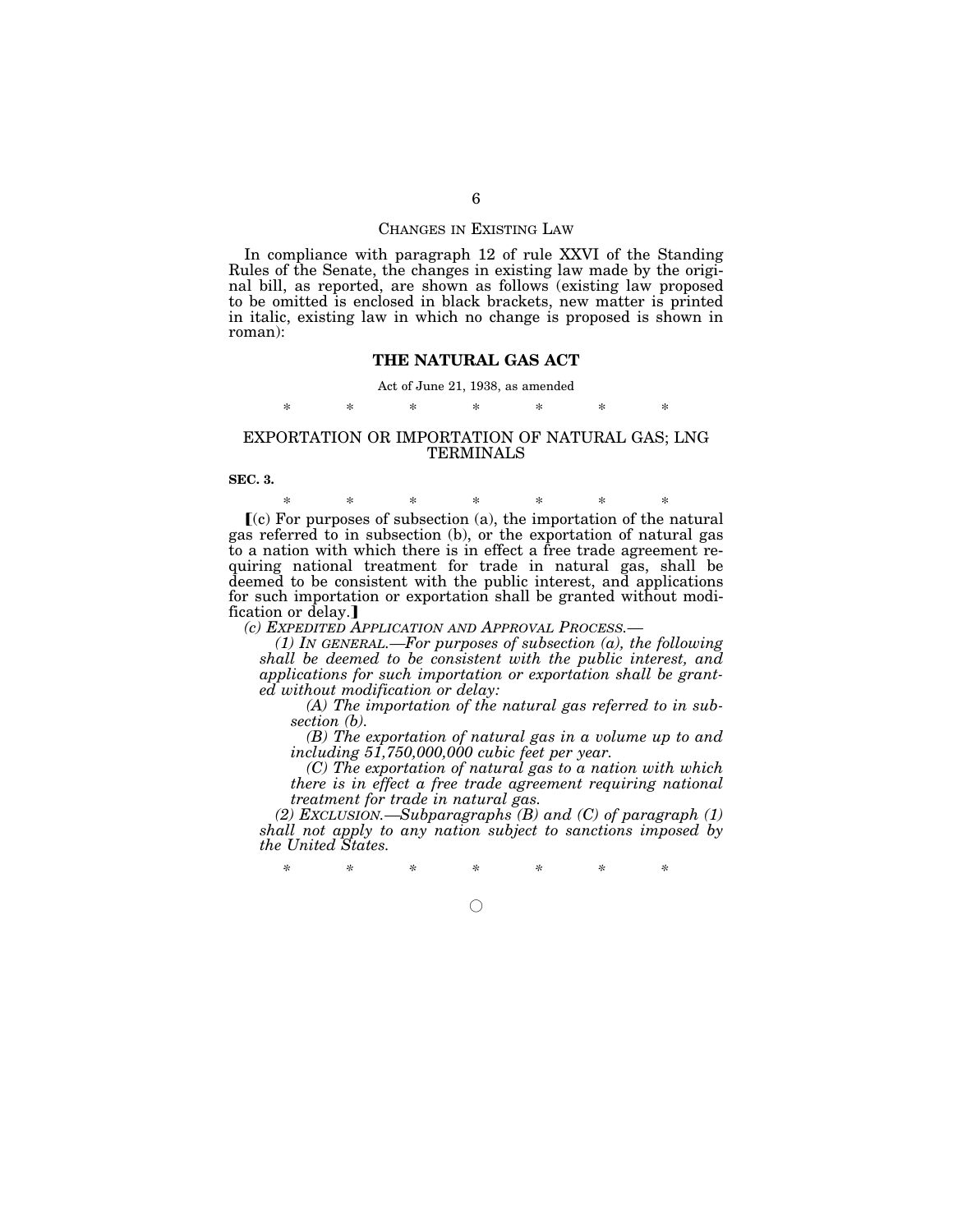## CHANGES IN EXISTING LAW

In compliance with paragraph 12 of rule XXVI of the Standing Rules of the Senate, the changes in existing law made by the original bill, as reported, are shown as follows (existing law proposed to be omitted is enclosed in black brackets, new matter is printed in italic, existing law in which no change is proposed is shown in roman):

## THE NATURAL GAS ACT

Act of June 21, 1938, as amended

\* \* \* \* \* \* \*

### EXPORTATION OR IMPORTATION OF NATURAL GAS; LNG TERMINALS

**SEC. 3.**

\* \* \* \* \* \* \*

[(c) For purposes of subsection (a), the importation of the natural gas referred to in subsection (b), or the exportation of natural gas to a nation with which there is in effect a free trade agreement requiring national treatment for trade in natural gas, shall be deemed to be consistent with the public interest, and applications for such importation or exportation shall be granted without modification or delay.]

*(c) EXPEDITED APPLICATION AND APPROVAL PROCESS.—*

*(1) IN GENERAL.—For purposes of subsection (a), the following shall be deemed to be consistent with the public interest, and applications for such importation or exportation shall be granted without modification or delay:*

*(A) The importation of the natural gas referred to in subsection (b).*

*(B) The exportation of natural gas in a volume up to and including 51,750,000,000 cubic feet per year.*

*(C) The exportation of natural gas to a nation with which there is in effect a free trade agreement requiring national treatment for trade in natural gas.*

*(2) EXCLUSION.—Subparagraphs (B) and (C) of paragraph (1) shall not apply to any nation subject to sanctions imposed by the United States.*

\* \* \* \* \* \* \*